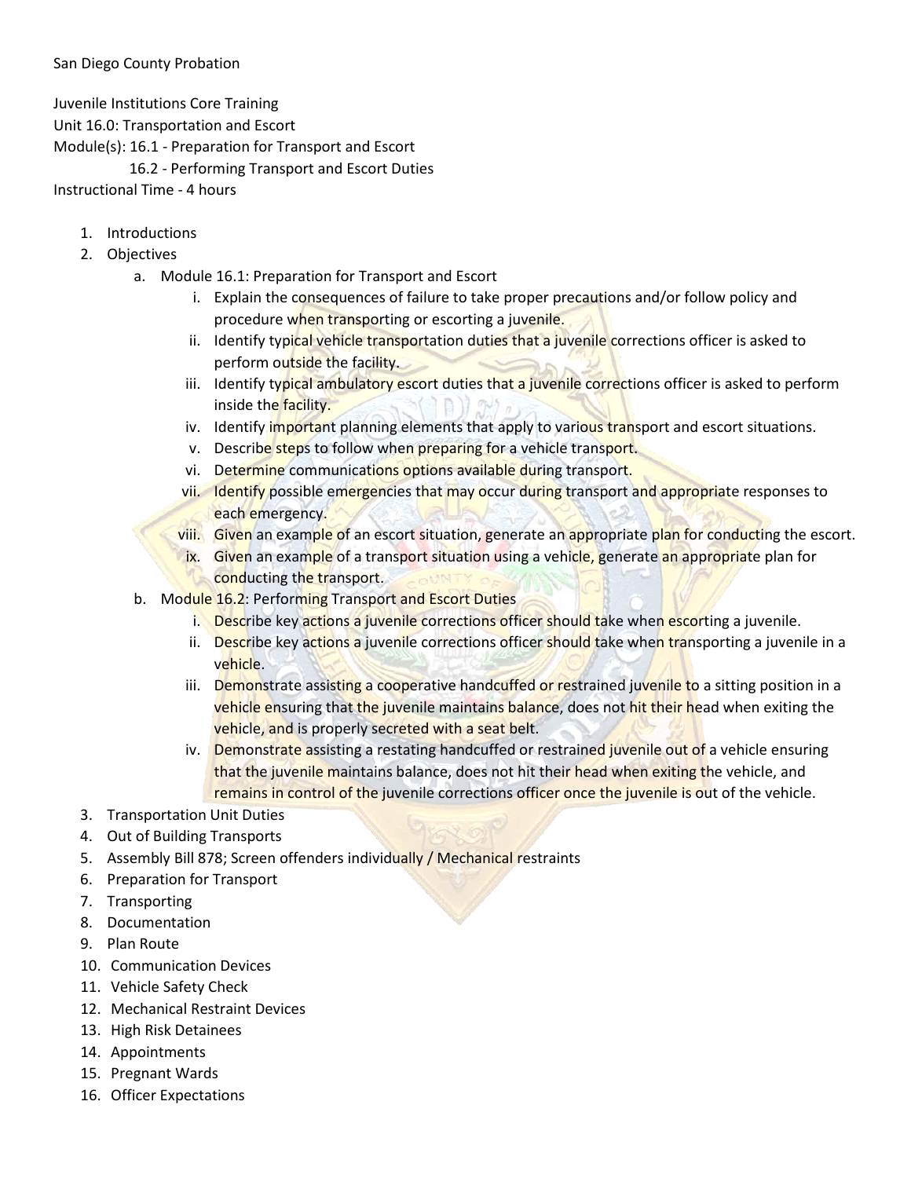San Diego County Probation

Juvenile Institutions Core Training
Unit 16.0: Transportation and Escort
Module(s): 16.1 - Preparation for Transport and Escort
16.2 - Performing Transport and Escort Duties
Instructional Time - 4 hours

1. Introductions
2. Objectives
   a. Module 16.1: Preparation for Transport and Escort
      i. Explain the consequences of failure to take proper precautions and/or follow policy and procedure when transporting or escorting a juvenile.
      ii. Identify typical vehicle transportation duties that a juvenile corrections officer is asked to perform outside the facility.
      iii. Identify typical ambulatory escort duties that a juvenile corrections officer is asked to perform inside the facility.
      iv. Identify important planning elements that apply to various transport and escort situations.
      v. Describe steps to follow when preparing for a vehicle transport.
      vi. Determine communications options available during transport.
      vii. Identify possible emergencies that may occur during transport and appropriate responses to each emergency.
      viii. Given an example of an escort situation, generate an appropriate plan for conducting the escort.
      ix. Given an example of a transport situation using a vehicle, generate an appropriate plan for conducting the transport.
   b. Module 16.2: Performing Transport and Escort Duties
      i. Describe key actions a juvenile corrections officer should take when escorting a juvenile.
      ii. Describe key actions a juvenile corrections officer should take when transporting a juvenile in a vehicle.
      iii. Demonstrate assisting a cooperative handcuffed or restrained juvenile to a sitting position in a vehicle ensuring that the juvenile maintains balance, does not hit their head when exiting the vehicle, and is properly secreted with a seat belt.
      iv. Demonstrate assisting a restating handcuffed or restrained juvenile out of a vehicle ensuring that the juvenile maintains balance, does not hit their head when exiting the vehicle, and remains in control of the juvenile corrections officer once the juvenile is out of the vehicle.
3. Transportation Unit Duties
4. Out of Building Transports
5. Assembly Bill 878; Screen offenders individually / Mechanical restraints
6. Preparation for Transport
7. Transporting
8. Documentation
9. Plan Route
10. Communication Devices
11. Vehicle Safety Check
12. Mechanical Restraint Devices
13. High Risk Detainees
14. Appointments
15. Pregnant Wards
16. Officer Expectations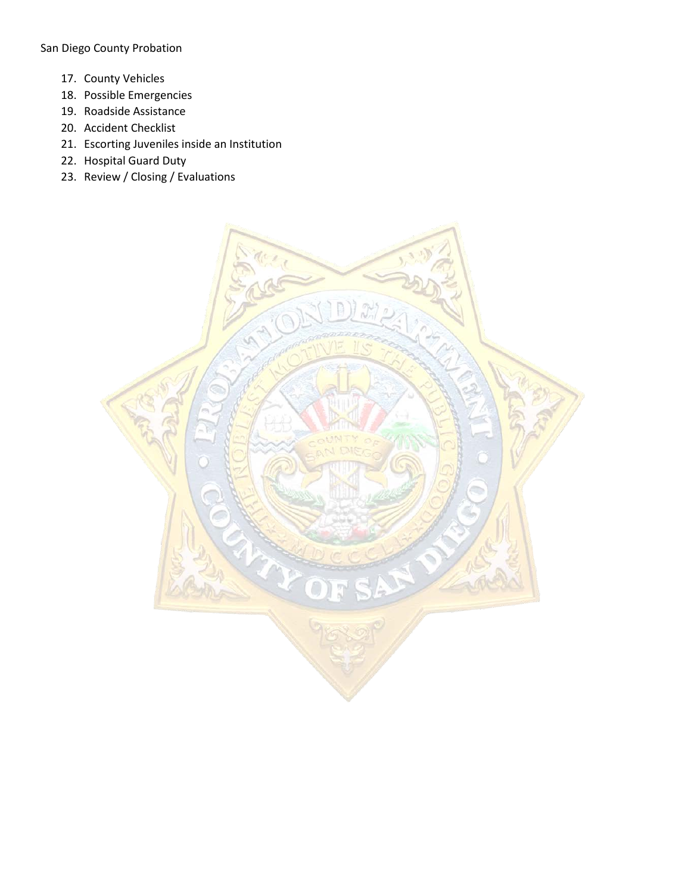17. County Vehicles
18. Possible Emergencies
19. Roadside Assistance
20. Accident Checklist
21. Escorting Juveniles inside an Institution
22. Hospital Guard Duty
23. Review / Closing / Evaluations